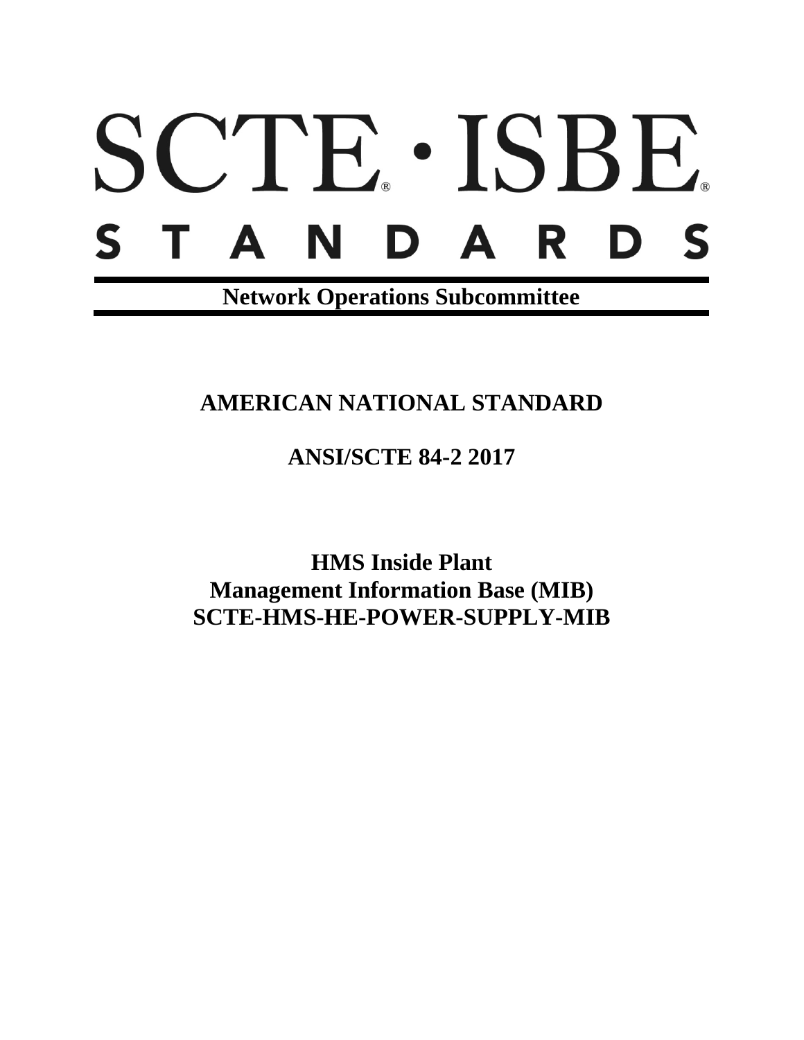# SCTE® · ISBE®

# S T A N D A R D S

**Network Operations Subcommittee**

## AMERICAN NATIONAL STANDARD

## ANSI/SCTE 84-2 2017

# HMS Inside Plant Management Information Base (MIB) SCTE-HMS-HE-POWER-SUPPLY-MIB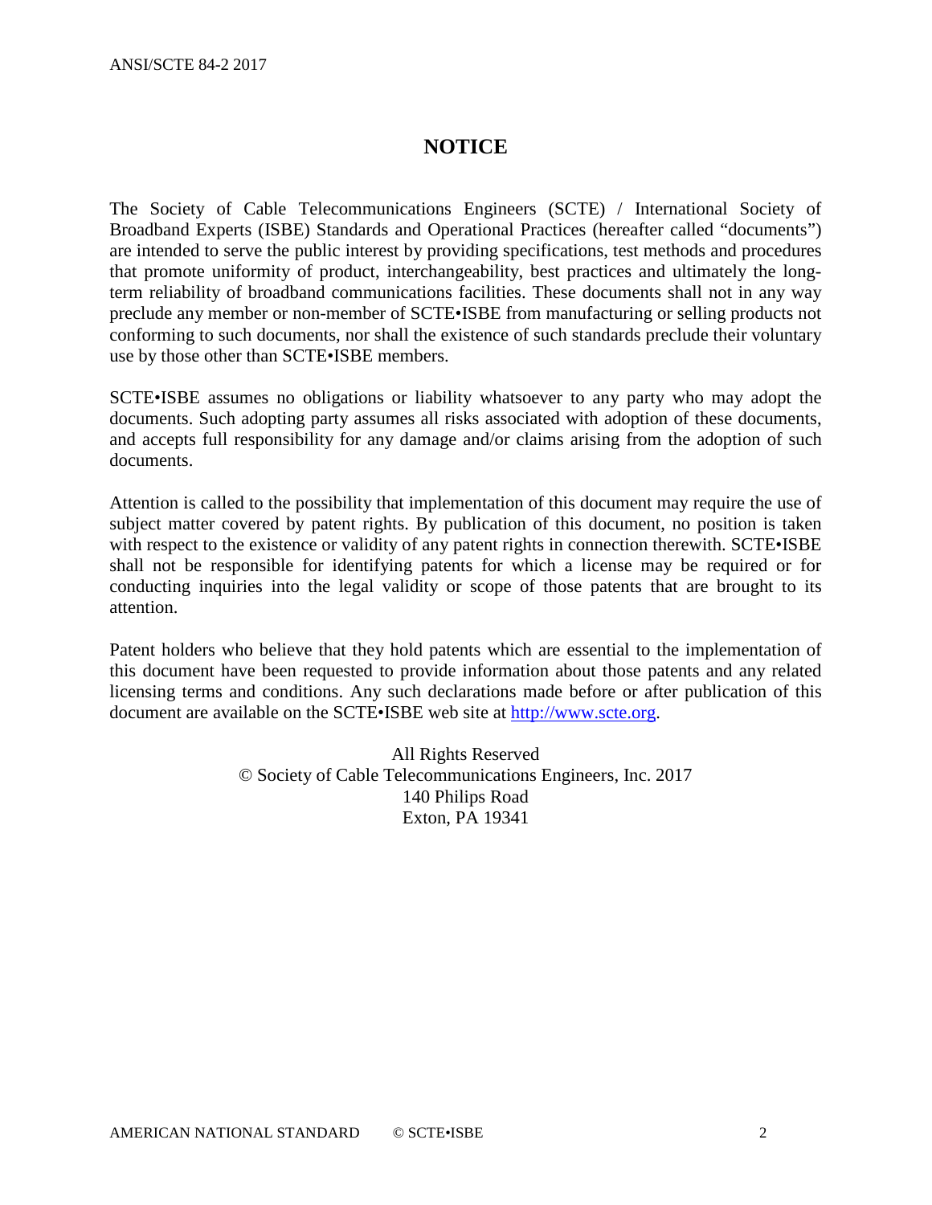# NOTICE

The Society of Cable Telecommunications Engineers (SCTE) / International Society of Broadband Experts (ISBE) Standards and Operational Practices (hereafter called "documents") are intended to serve the public interest by providing specifications, test methods and procedures that promote uniformity of product, interchangeability, best practices and ultimately the long-term reliability of broadband communications facilities. These documents shall not in any way preclude any member or non-member of SCTE•ISBE from manufacturing or selling products not conforming to such documents, nor shall the existence of such standards preclude their voluntary use by those other than SCTE•ISBE members.

SCTE•ISBE assumes no obligations or liability whatsoever to any party who may adopt the documents. Such adopting party assumes all risks associated with adoption of these documents, and accepts full responsibility for any damage and/or claims arising from the adoption of such documents.

Attention is called to the possibility that implementation of this document may require the use of subject matter covered by patent rights. By publication of this document, no position is taken with respect to the existence or validity of any patent rights in connection therewith. SCTE•ISBE shall not be responsible for identifying patents for which a license may be required or for conducting inquiries into the legal validity or scope of those patents that are brought to its attention.

Patent holders who believe that they hold patents which are essential to the implementation of this document have been requested to provide information about those patents and any related licensing terms and conditions. Any such declarations made before or after publication of this document are available on the SCTE•ISBE web site at [http://www.scte.org](http://www.scte.org).

All Rights Reserved
© Society of Cable Telecommunications Engineers, Inc. 2017
140 Philips Road
Exton, PA 19341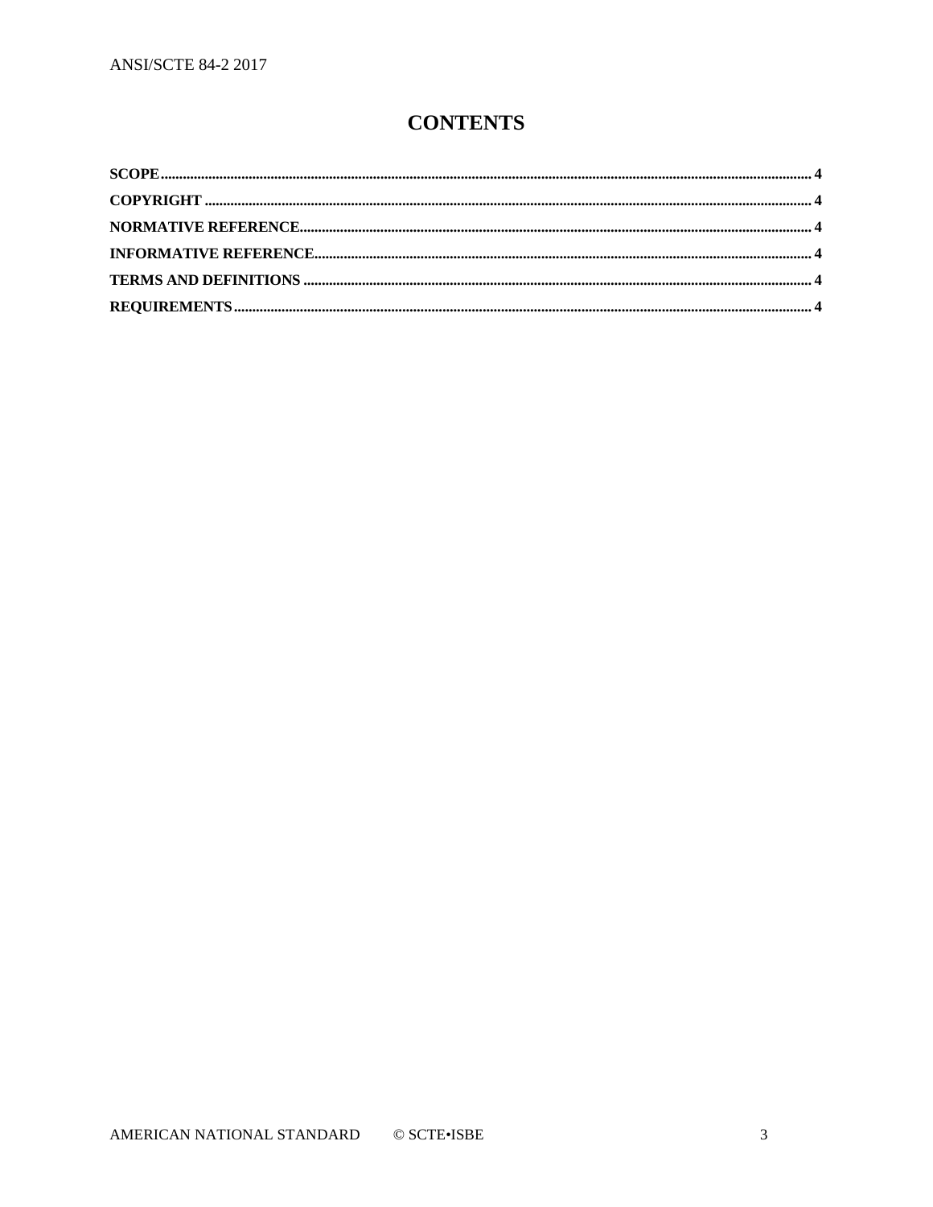# CONTENTS

**SCOPE** ........................................................................................................ 4

**COPYRIGHT** ................................................................................................ 4

**NORMATIVE REFERENCE** ........................................................................... 4

**INFORMATIVE REFERENCE** ........................................................................ 4

**TERMS AND DEFINITIONS** .......................................................................... 4

**REQUIREMENTS** ......................................................................................... 4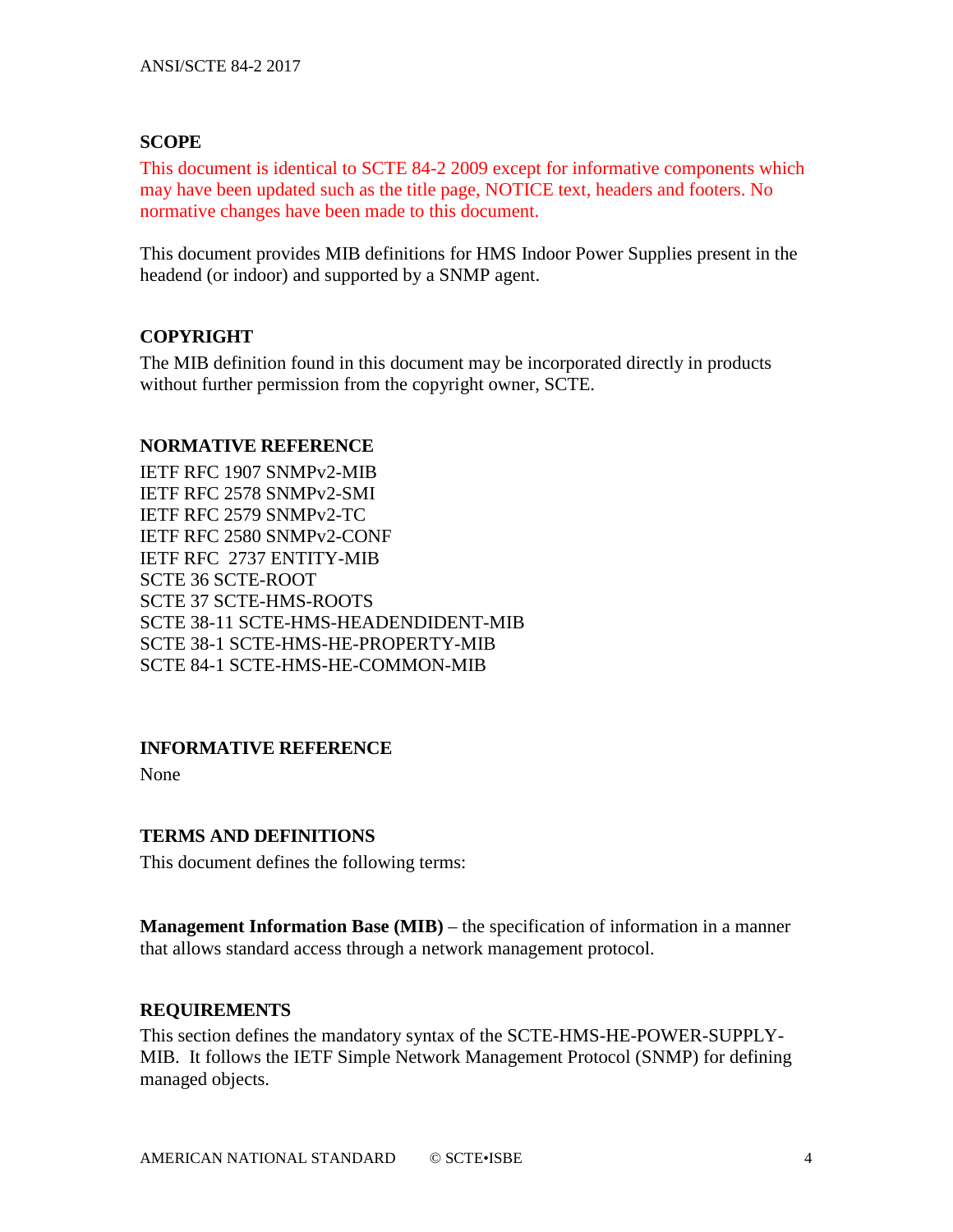## SCOPE

This document is identical to SCTE 84-2 2009 except for informative components which may have been updated such as the title page, NOTICE text, headers and footers. No normative changes have been made to this document.

This document provides MIB definitions for HMS Indoor Power Supplies present in the headend (or indoor) and supported by a SNMP agent.

## COPYRIGHT

The MIB definition found in this document may be incorporated directly in products without further permission from the copyright owner, SCTE.

## NORMATIVE REFERENCE

IETF RFC 1907 SNMPv2-MIB
IETF RFC 2578 SNMPv2-SMI
IETF RFC 2579 SNMPv2-TC
IETF RFC 2580 SNMPv2-CONF
IETF RFC 2737 ENTITY-MIB
SCTE 36 SCTE-ROOT
SCTE 37 SCTE-HMS-ROOTS
SCTE 38-11 SCTE-HMS-HEADENDIDENT-MIB
SCTE 38-1 SCTE-HMS-HE-PROPERTY-MIB
SCTE 84-1 SCTE-HMS-HE-COMMON-MIB

## INFORMATIVE REFERENCE

None

## TERMS AND DEFINITIONS

This document defines the following terms:

**Management Information Base (MIB)** – the specification of information in a manner that allows standard access through a network management protocol.

## REQUIREMENTS

This section defines the mandatory syntax of the SCTE-HMS-HE-POWER-SUPPLY-MIB. It follows the IETF Simple Network Management Protocol (SNMP) for defining managed objects.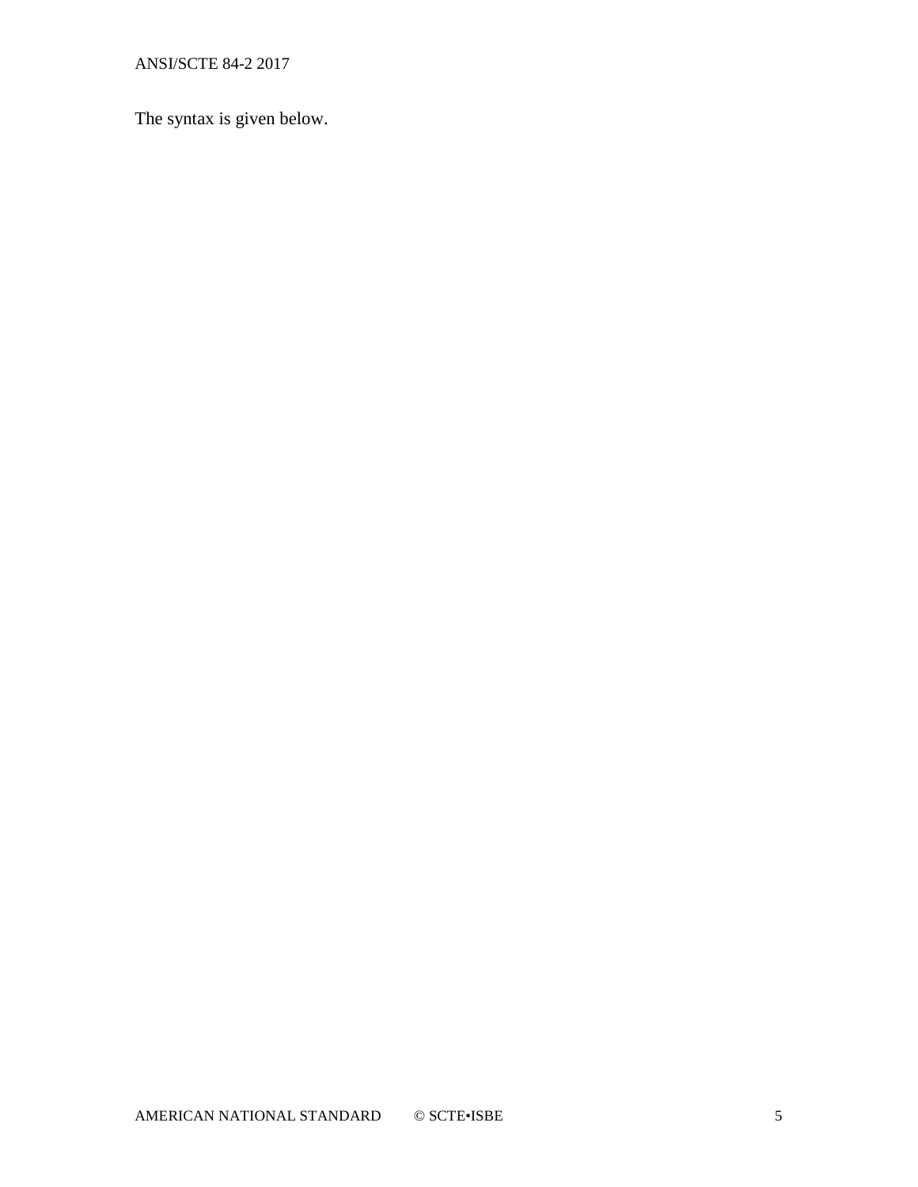The syntax is given below.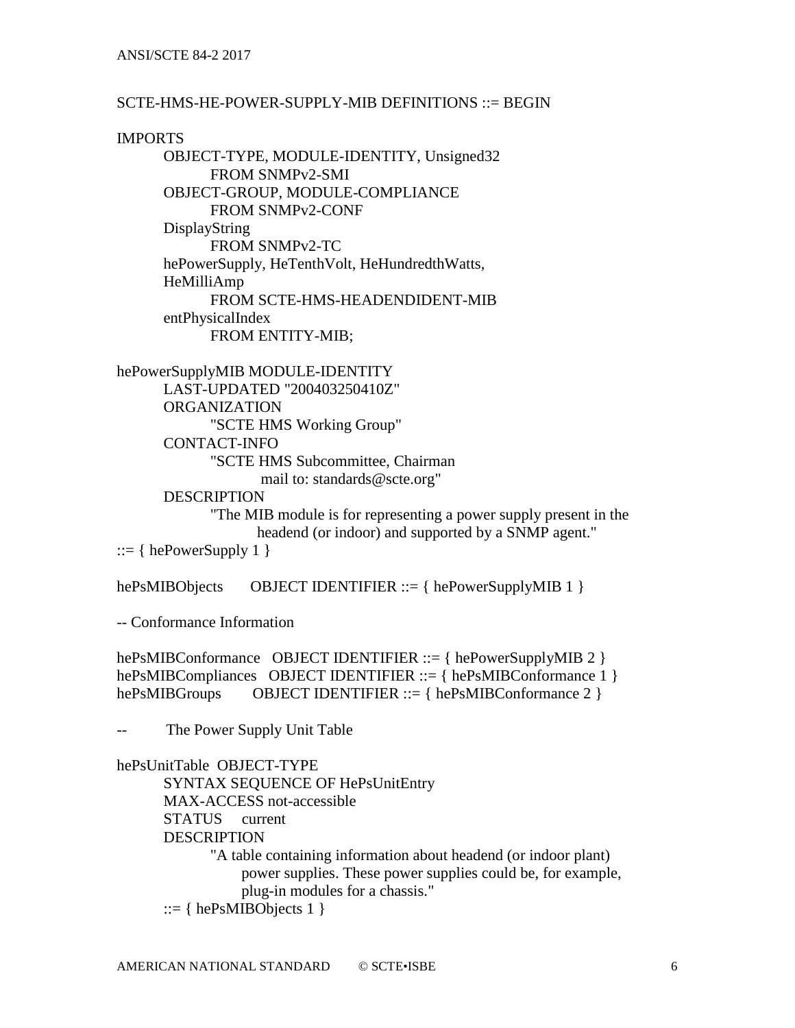```
SCTE-HMS-HE-POWER-SUPPLY-MIB DEFINITIONS ::= BEGIN

IMPORTS
        OBJECT-TYPE, MODULE-IDENTITY, Unsigned32
                FROM SNMPv2-SMI
        OBJECT-GROUP, MODULE-COMPLIANCE
                FROM SNMPv2-CONF
        DisplayString
                FROM SNMPv2-TC
        hePowerSupply, HeTenthVolt, HeHundredthWatts,
        HeMilliAmp
                FROM SCTE-HMS-HEADENDIDENT-MIB
        entPhysicalIndex
                FROM ENTITY-MIB;

hePowerSupplyMIB MODULE-IDENTITY
        LAST-UPDATED "200403250410Z"
        ORGANIZATION
                "SCTE HMS Working Group"
        CONTACT-INFO
                "SCTE HMS Subcommittee, Chairman
                 mail to: standards@scte.org"
        DESCRIPTION
                "The MIB module is for representing a power supply present in the
                 headend (or indoor) and supported by a SNMP agent."
::= { hePowerSupply 1 }

hePsMIBObjects       OBJECT IDENTIFIER ::= { hePowerSupplyMIB 1 }

-- Conformance Information

hePsMIBConformance   OBJECT IDENTIFIER ::= { hePowerSupplyMIB 2 }
hePsMIBCompliances   OBJECT IDENTIFIER ::= { hePsMIBConformance 1 }
hePsMIBGroups        OBJECT IDENTIFIER ::= { hePsMIBConformance 2 }

--      The Power Supply Unit Table

hePsUnitTable  OBJECT-TYPE
        SYNTAX SEQUENCE OF HePsUnitEntry
        MAX-ACCESS not-accessible
        STATUS     current
        DESCRIPTION
                "A table containing information about headend (or indoor plant)
                 power supplies. These power supplies could be, for example,
                 plug-in modules for a chassis."
        ::= { hePsMIBObjects 1 }
```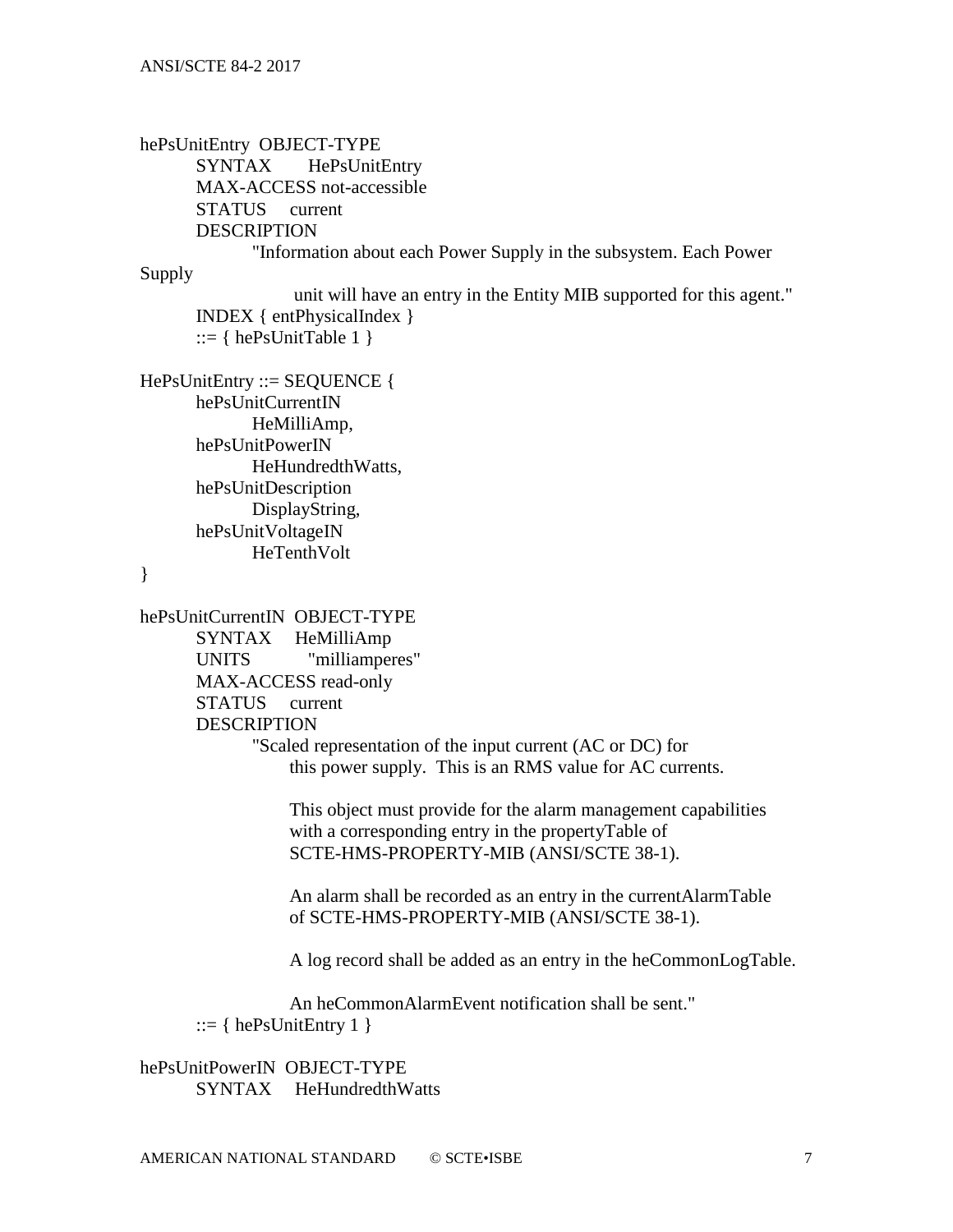```
hePsUnitEntry  OBJECT-TYPE
        SYNTAX       HePsUnitEntry
        MAX-ACCESS not-accessible
        STATUS     current
        DESCRIPTION
                "Information about each Power Supply in the subsystem. Each Power
Supply
                      unit will have an entry in the Entity MIB supported for this agent."
        INDEX { entPhysicalIndex }
        ::= { hePsUnitTable 1 }

HePsUnitEntry ::= SEQUENCE {
        hePsUnitCurrentIN
                HeMilliAmp,
        hePsUnitPowerIN
                HeHundredthWatts,
        hePsUnitDescription
                DisplayString,
        hePsUnitVoltageIN
                HeTenthVolt
}

hePsUnitCurrentIN  OBJECT-TYPE
        SYNTAX     HeMilliAmp
        UNITS           "milliamperes"
        MAX-ACCESS read-only
        STATUS     current
        DESCRIPTION
                "Scaled representation of the input current (AC or DC) for
                      this power supply.  This is an RMS value for AC currents.

                      This object must provide for the alarm management capabilities
                      with a corresponding entry in the propertyTable of
                      SCTE-HMS-PROPERTY-MIB (ANSI/SCTE 38-1).

                      An alarm shall be recorded as an entry in the currentAlarmTable
                      of SCTE-HMS-PROPERTY-MIB (ANSI/SCTE 38-1).

                      A log record shall be added as an entry in the heCommonLogTable.

                      An heCommonAlarmEvent notification shall be sent."
        ::= { hePsUnitEntry 1 }

hePsUnitPowerIN  OBJECT-TYPE
        SYNTAX     HeHundredthWatts
```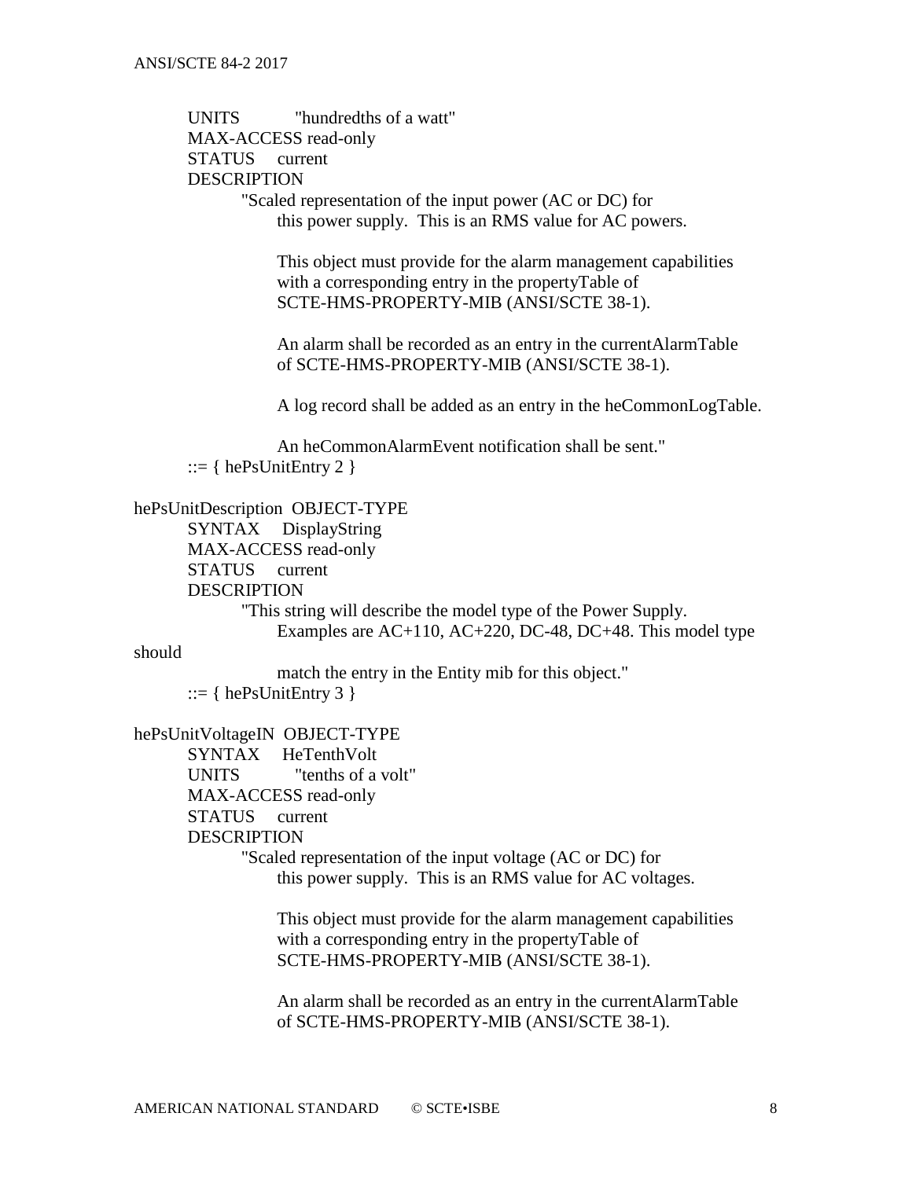```
        UNITS          "hundredths of a watt"
        MAX-ACCESS read-only
        STATUS     current
        DESCRIPTION
                "Scaled representation of the input power (AC or DC) for
                     this power supply.  This is an RMS value for AC powers.

                     This object must provide for the alarm management capabilities
                     with a corresponding entry in the propertyTable of
                     SCTE-HMS-PROPERTY-MIB (ANSI/SCTE 38-1).

                     An alarm shall be recorded as an entry in the currentAlarmTable
                     of SCTE-HMS-PROPERTY-MIB (ANSI/SCTE 38-1).

                     A log record shall be added as an entry in the heCommonLogTable.

                     An heCommonAlarmEvent notification shall be sent."
        ::= { hePsUnitEntry 2 }

hePsUnitDescription  OBJECT-TYPE
        SYNTAX     DisplayString
        MAX-ACCESS read-only
        STATUS     current
        DESCRIPTION
                "This string will describe the model type of the Power Supply.
                     Examples are AC+110, AC+220, DC-48, DC+48. This model type
should
                     match the entry in the Entity mib for this object."
        ::= { hePsUnitEntry 3 }

hePsUnitVoltageIN  OBJECT-TYPE
        SYNTAX     HeTenthVolt
        UNITS          "tenths of a volt"
        MAX-ACCESS read-only
        STATUS     current
        DESCRIPTION
                "Scaled representation of the input voltage (AC or DC) for
                     this power supply.  This is an RMS value for AC voltages.

                     This object must provide for the alarm management capabilities
                     with a corresponding entry in the propertyTable of
                     SCTE-HMS-PROPERTY-MIB (ANSI/SCTE 38-1).

                     An alarm shall be recorded as an entry in the currentAlarmTable
                     of SCTE-HMS-PROPERTY-MIB (ANSI/SCTE 38-1).
```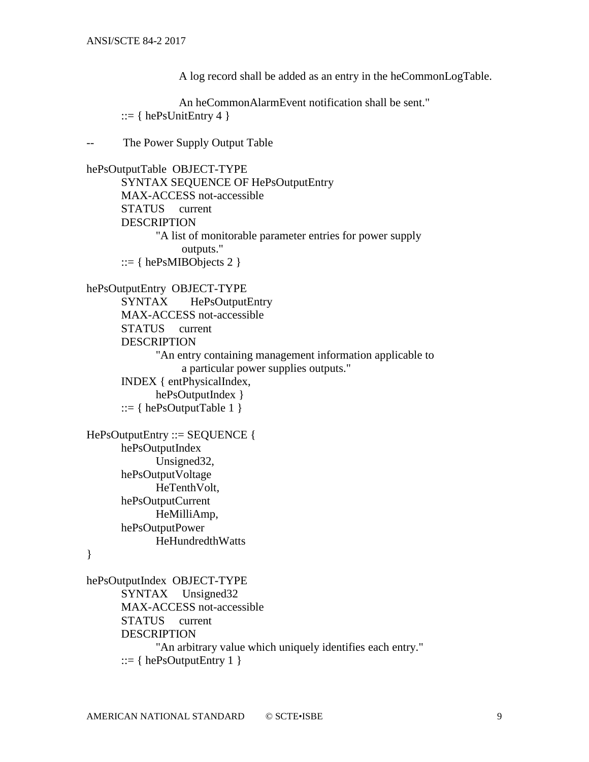```
                A log record shall be added as an entry in the heCommonLogTable.

                An heCommonAlarmEvent notification shall be sent."
        ::= { hePsUnitEntry 4 }

--      The Power Supply Output Table

hePsOutputTable  OBJECT-TYPE
        SYNTAX SEQUENCE OF HePsOutputEntry
        MAX-ACCESS not-accessible
        STATUS     current
        DESCRIPTION
                "A list of monitorable parameter entries for power supply
                    outputs."
        ::= { hePsMIBObjects 2 }

hePsOutputEntry  OBJECT-TYPE
        SYNTAX       HePsOutputEntry
        MAX-ACCESS not-accessible
        STATUS     current
        DESCRIPTION
                "An entry containing management information applicable to
                    a particular power supplies outputs."
        INDEX { entPhysicalIndex,
                hePsOutputIndex }
        ::= { hePsOutputTable 1 }

HePsOutputEntry ::= SEQUENCE {
        hePsOutputIndex
                Unsigned32,
        hePsOutputVoltage
                HeTenthVolt,
        hePsOutputCurrent
                HeMilliAmp,
        hePsOutputPower
                HeHundredthWatts
}

hePsOutputIndex  OBJECT-TYPE
        SYNTAX     Unsigned32
        MAX-ACCESS not-accessible
        STATUS     current
        DESCRIPTION
                "An arbitrary value which uniquely identifies each entry."
        ::= { hePsOutputEntry 1 }
```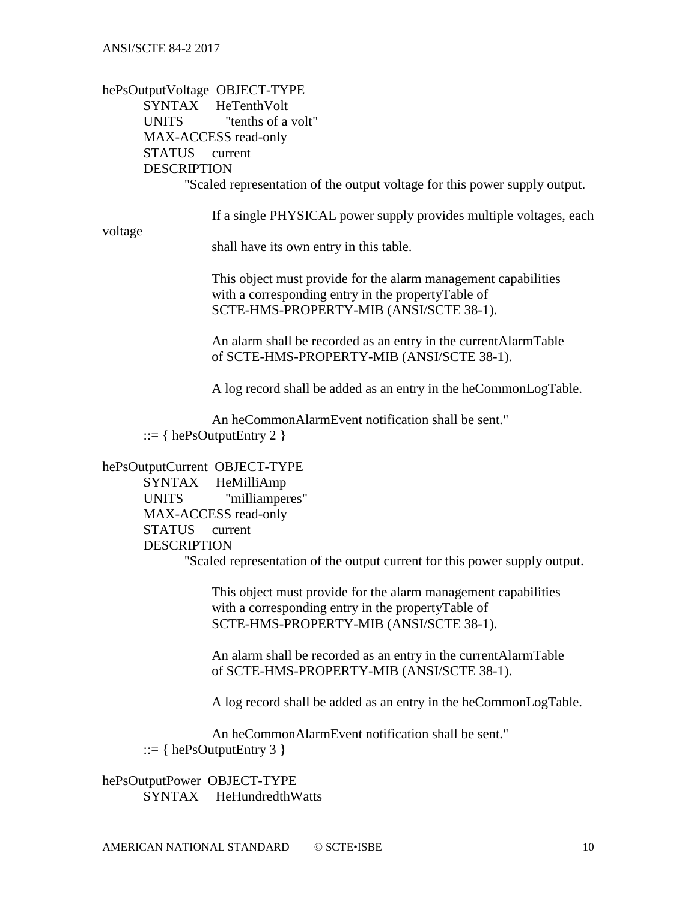```
hePsOutputVoltage  OBJECT-TYPE
        SYNTAX     HeTenthVolt
        UNITS          "tenths of a volt"
        MAX-ACCESS read-only
        STATUS     current
        DESCRIPTION
                "Scaled representation of the output voltage for this power supply output.

                    If a single PHYSICAL power supply provides multiple voltages, each
voltage
                    shall have its own entry in this table.

                    This object must provide for the alarm management capabilities
                    with a corresponding entry in the propertyTable of
                    SCTE-HMS-PROPERTY-MIB (ANSI/SCTE 38-1).

                    An alarm shall be recorded as an entry in the currentAlarmTable
                    of SCTE-HMS-PROPERTY-MIB (ANSI/SCTE 38-1).

                    A log record shall be added as an entry in the heCommonLogTable.

                    An heCommonAlarmEvent notification shall be sent."
        ::= { hePsOutputEntry 2 }

hePsOutputCurrent  OBJECT-TYPE
        SYNTAX     HeMilliAmp
        UNITS          "milliamperes"
        MAX-ACCESS read-only
        STATUS     current
        DESCRIPTION
                "Scaled representation of the output current for this power supply output.

                    This object must provide for the alarm management capabilities
                    with a corresponding entry in the propertyTable of
                    SCTE-HMS-PROPERTY-MIB (ANSI/SCTE 38-1).

                    An alarm shall be recorded as an entry in the currentAlarmTable
                    of SCTE-HMS-PROPERTY-MIB (ANSI/SCTE 38-1).

                    A log record shall be added as an entry in the heCommonLogTable.

                    An heCommonAlarmEvent notification shall be sent."
        ::= { hePsOutputEntry 3 }

hePsOutputPower  OBJECT-TYPE
        SYNTAX     HeHundredthWatts
```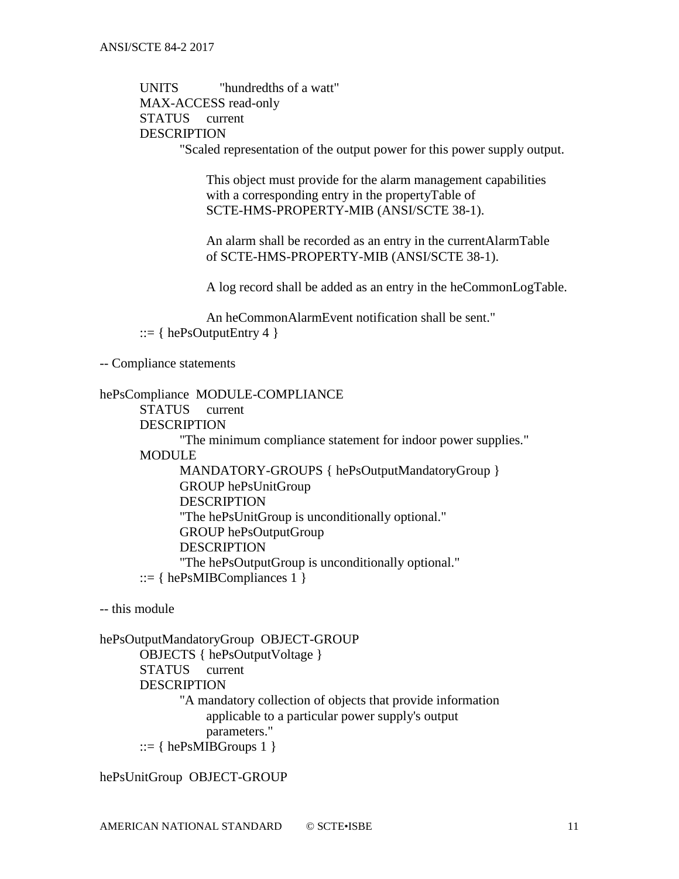```
        UNITS       "hundredths of a watt"
        MAX-ACCESS read-only
        STATUS     current
        DESCRIPTION
                "Scaled representation of the output power for this power supply output.

                     This object must provide for the alarm management capabilities
                     with a corresponding entry in the propertyTable of
                     SCTE-HMS-PROPERTY-MIB (ANSI/SCTE 38-1).

                     An alarm shall be recorded as an entry in the currentAlarmTable
                     of SCTE-HMS-PROPERTY-MIB (ANSI/SCTE 38-1).

                     A log record shall be added as an entry in the heCommonLogTable.

                     An heCommonAlarmEvent notification shall be sent."
        ::= { hePsOutputEntry 4 }

-- Compliance statements

hePsCompliance  MODULE-COMPLIANCE
        STATUS     current
        DESCRIPTION
                "The minimum compliance statement for indoor power supplies."
        MODULE
                MANDATORY-GROUPS { hePsOutputMandatoryGroup }
                GROUP hePsUnitGroup
                DESCRIPTION
                "The hePsUnitGroup is unconditionally optional."
                GROUP hePsOutputGroup
                DESCRIPTION
                "The hePsOutputGroup is unconditionally optional."
        ::= { hePsMIBCompliances 1 }

-- this module

hePsOutputMandatoryGroup  OBJECT-GROUP
        OBJECTS { hePsOutputVoltage }
        STATUS     current
        DESCRIPTION
                "A mandatory collection of objects that provide information
                     applicable to a particular power supply's output
                     parameters."
        ::= { hePsMIBGroups 1 }

hePsUnitGroup  OBJECT-GROUP
```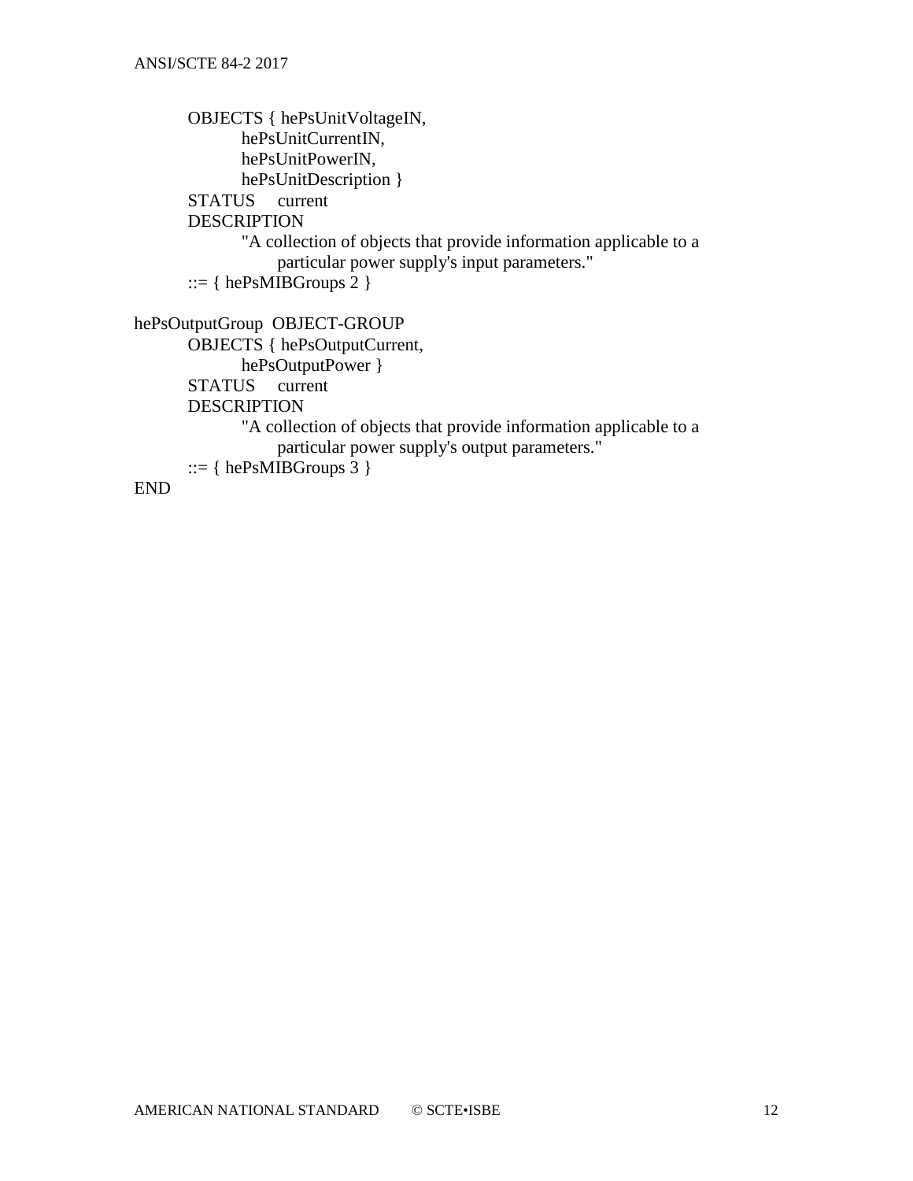```
        OBJECTS { hePsUnitVoltageIN,
                hePsUnitCurrentIN,
                hePsUnitPowerIN,
                hePsUnitDescription }
        STATUS     current
        DESCRIPTION
                "A collection of objects that provide information applicable to a
                    particular power supply's input parameters."
        ::= { hePsMIBGroups 2 }

hePsOutputGroup  OBJECT-GROUP
        OBJECTS { hePsOutputCurrent,
                hePsOutputPower }
        STATUS     current
        DESCRIPTION
                "A collection of objects that provide information applicable to a
                    particular power supply's output parameters."
        ::= { hePsMIBGroups 3 }
END
```